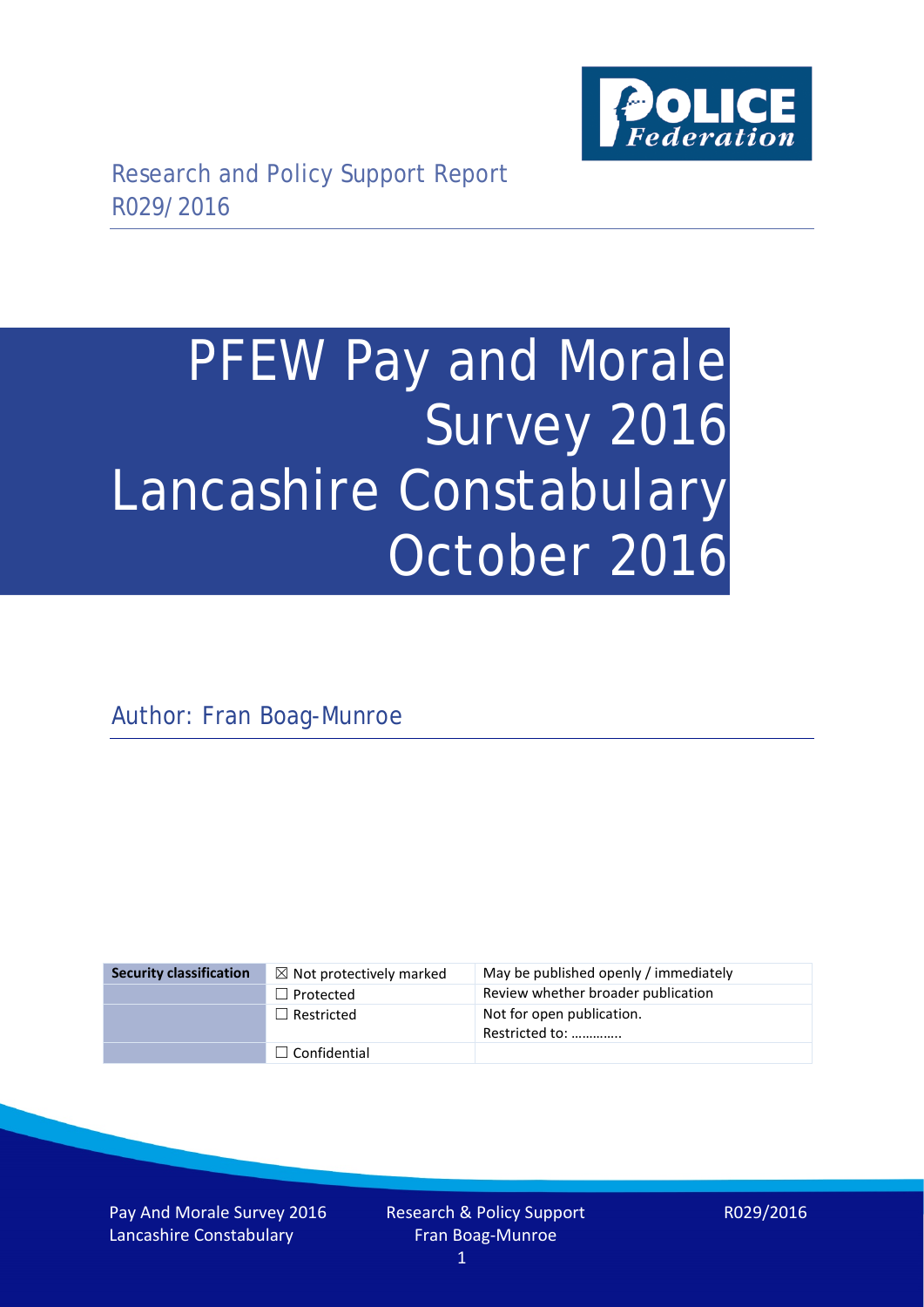Research and Policy Support Report
R029/2016

# PFEW Pay and Morale Survey 2016 Lancashire Constabulary October 2016

Author: Fran Boag-Munroe

| Security classification | ☒ Not protectively marked | May be published openly / immediately |
|---|---|---|
| | ☐ Protected | Review whether broader publication |
| | ☐ Restricted | Not for open publication. Restricted to: ………….. |
| | ☐ Confidential | |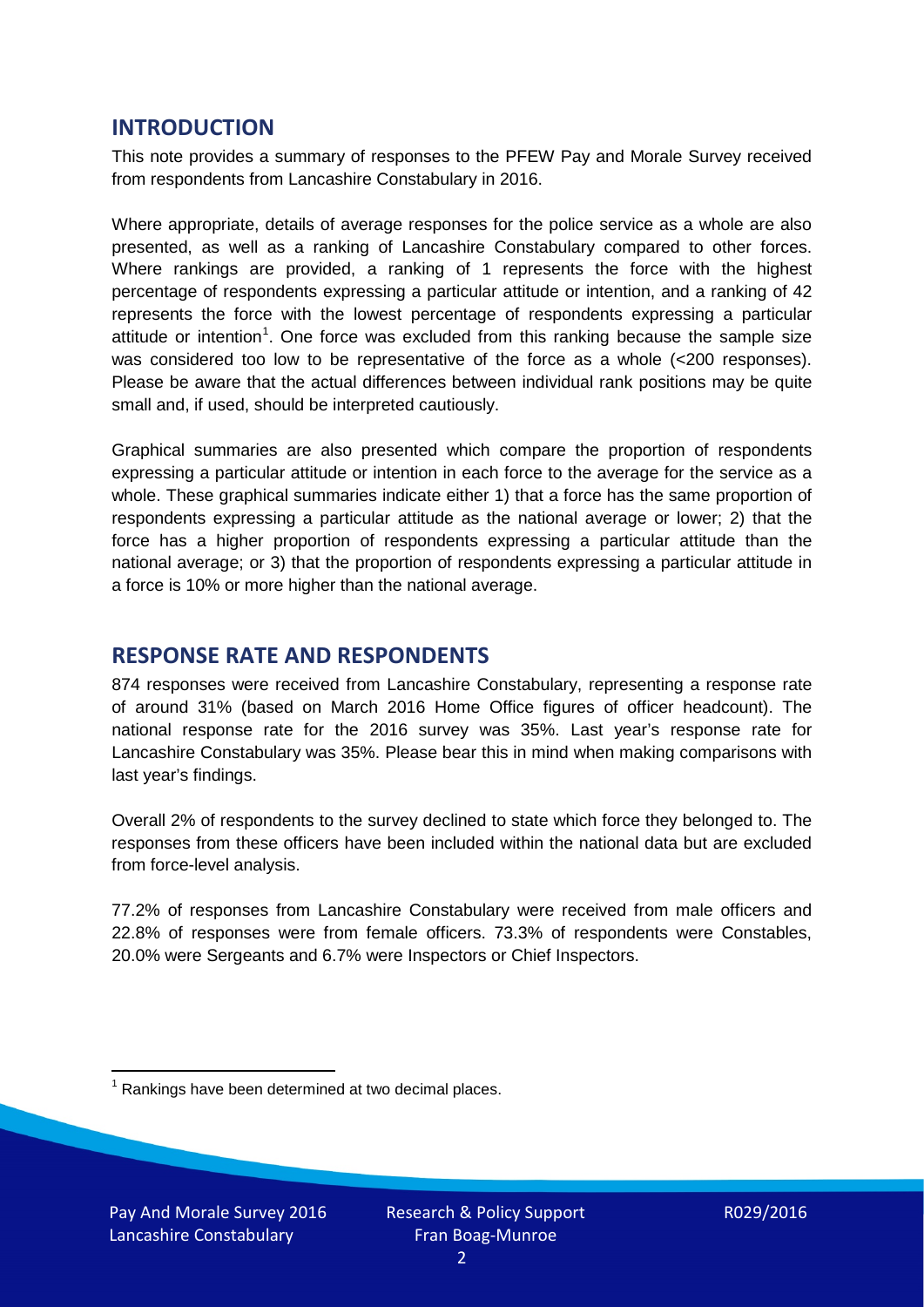## INTRODUCTION

This note provides a summary of responses to the PFEW Pay and Morale Survey received from respondents from Lancashire Constabulary in 2016.

Where appropriate, details of average responses for the police service as a whole are also presented, as well as a ranking of Lancashire Constabulary compared to other forces. Where rankings are provided, a ranking of 1 represents the force with the highest percentage of respondents expressing a particular attitude or intention, and a ranking of 42 represents the force with the lowest percentage of respondents expressing a particular attitude or intention[1]. One force was excluded from this ranking because the sample size was considered too low to be representative of the force as a whole (<200 responses). Please be aware that the actual differences between individual rank positions may be quite small and, if used, should be interpreted cautiously.

Graphical summaries are also presented which compare the proportion of respondents expressing a particular attitude or intention in each force to the average for the service as a whole. These graphical summaries indicate either 1) that a force has the same proportion of respondents expressing a particular attitude as the national average or lower; 2) that the force has a higher proportion of respondents expressing a particular attitude than the national average; or 3) that the proportion of respondents expressing a particular attitude in a force is 10% or more higher than the national average.

## RESPONSE RATE AND RESPONDENTS

874 responses were received from Lancashire Constabulary, representing a response rate of around 31% (based on March 2016 Home Office figures of officer headcount). The national response rate for the 2016 survey was 35%. Last year's response rate for Lancashire Constabulary was 35%. Please bear this in mind when making comparisons with last year's findings.

Overall 2% of respondents to the survey declined to state which force they belonged to. The responses from these officers have been included within the national data but are excluded from force-level analysis.

77.2% of responses from Lancashire Constabulary were received from male officers and 22.8% of responses were from female officers. 73.3% of respondents were Constables, 20.0% were Sergeants and 6.7% were Inspectors or Chief Inspectors.

[1] Rankings have been determined at two decimal places.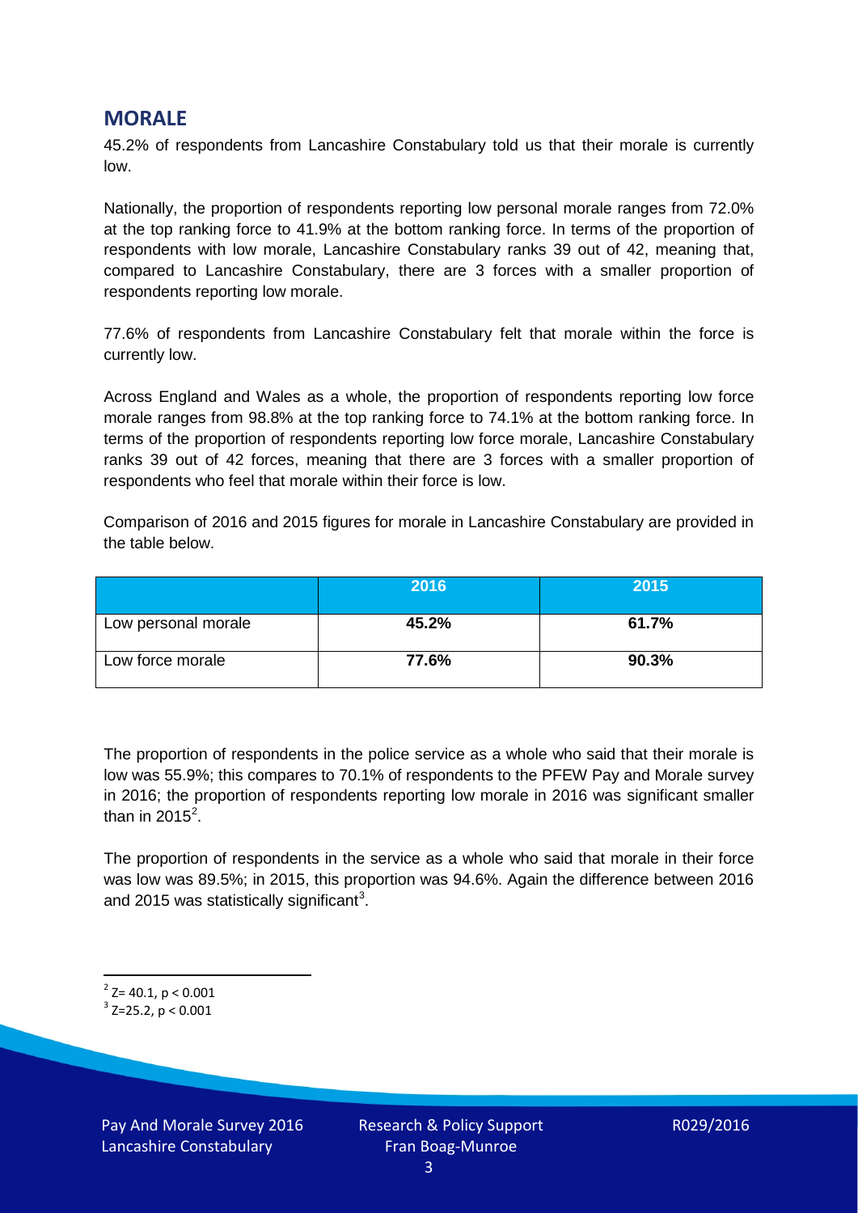## MORALE

45.2% of respondents from Lancashire Constabulary told us that their morale is currently low.

Nationally, the proportion of respondents reporting low personal morale ranges from 72.0% at the top ranking force to 41.9% at the bottom ranking force. In terms of the proportion of respondents with low morale, Lancashire Constabulary ranks 39 out of 42, meaning that, compared to Lancashire Constabulary, there are 3 forces with a smaller proportion of respondents reporting low morale.

77.6% of respondents from Lancashire Constabulary felt that morale within the force is currently low.

Across England and Wales as a whole, the proportion of respondents reporting low force morale ranges from 98.8% at the top ranking force to 74.1% at the bottom ranking force. In terms of the proportion of respondents reporting low force morale, Lancashire Constabulary ranks 39 out of 42 forces, meaning that there are 3 forces with a smaller proportion of respondents who feel that morale within their force is low.

Comparison of 2016 and 2015 figures for morale in Lancashire Constabulary are provided in the table below.

| | 2016 | 2015 |
|---|---|---|
| Low personal morale | **45.2%** | **61.7%** |
| Low force morale | **77.6%** | **90.3%** |

The proportion of respondents in the police service as a whole who said that their morale is low was 55.9%; this compares to 70.1% of respondents to the PFEW Pay and Morale survey in 2016; the proportion of respondents reporting low morale in 2016 was significant smaller than in 2015[2].

The proportion of respondents in the service as a whole who said that morale in their force was low was 89.5%; in 2015, this proportion was 94.6%. Again the difference between 2016 and 2015 was statistically significant[3].

[2] $Z= 40.1$, $p < 0.001$

[3] $Z=25.2$, $p < 0.001$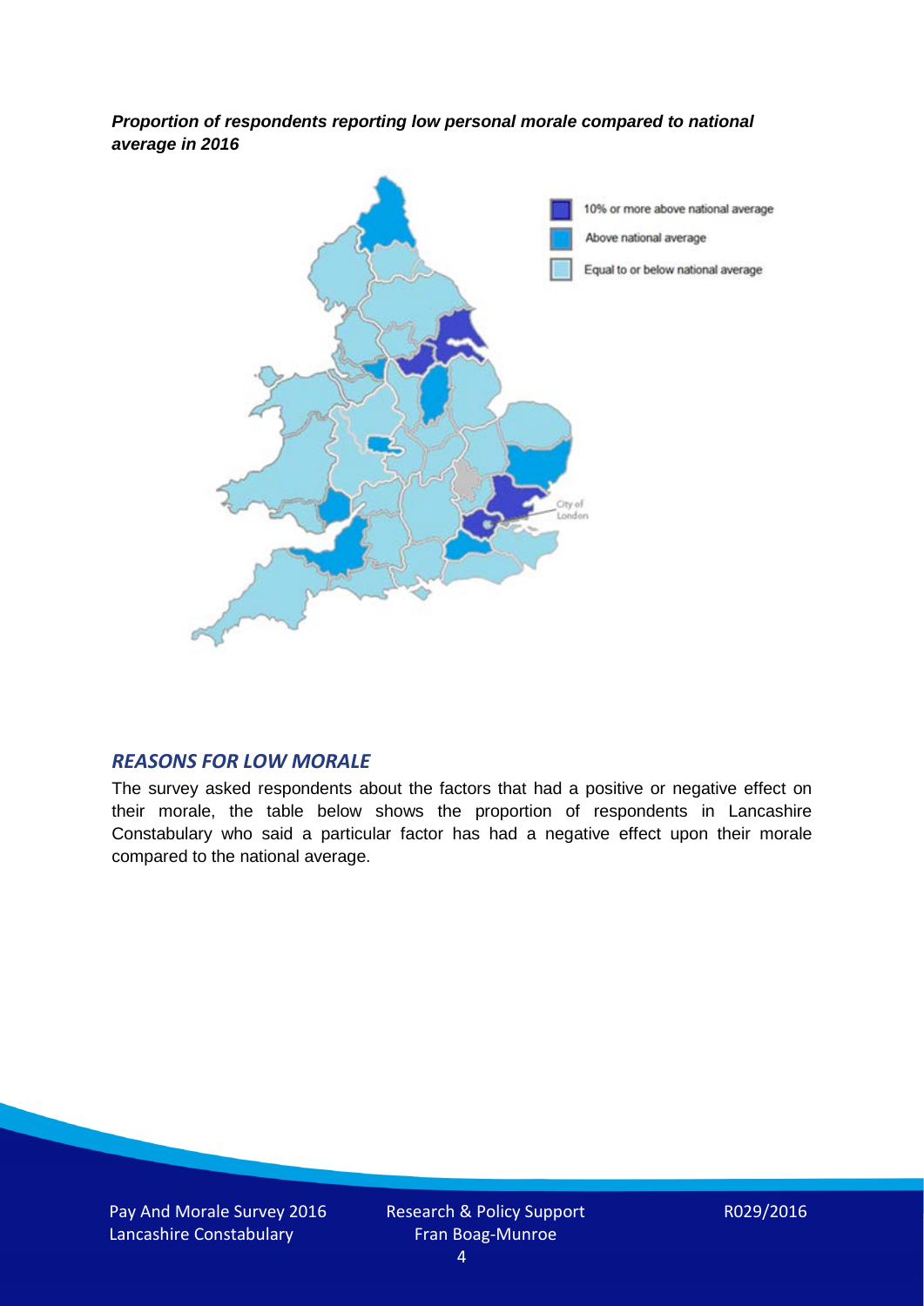***Proportion of respondents reporting low personal morale compared to national average in 2016***

## *REASONS FOR LOW MORALE*

The survey asked respondents about the factors that had a positive or negative effect on their morale, the table below shows the proportion of respondents in Lancashire Constabulary who said a particular factor has had a negative effect upon their morale compared to the national average.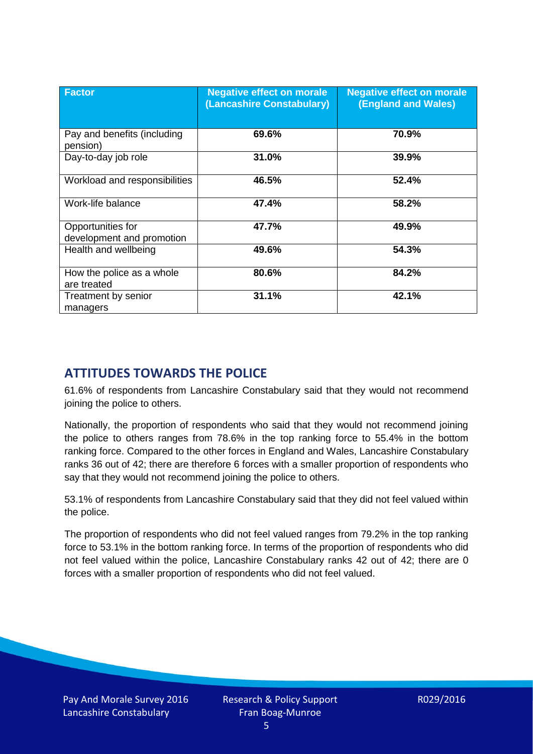| Factor | Negative effect on morale (Lancashire Constabulary) | Negative effect on morale (England and Wales) |
|---|---|---|
| Pay and benefits (including pension) | **69.6%** | **70.9%** |
| Day-to-day job role | **31.0%** | **39.9%** |
| Workload and responsibilities | **46.5%** | **52.4%** |
| Work-life balance | **47.4%** | **58.2%** |
| Opportunities for development and promotion | **47.7%** | **49.9%** |
| Health and wellbeing | **49.6%** | **54.3%** |
| How the police as a whole are treated | **80.6%** | **84.2%** |
| Treatment by senior managers | **31.1%** | **42.1%** |

## ATTITUDES TOWARDS THE POLICE

61.6% of respondents from Lancashire Constabulary said that they would not recommend joining the police to others.

Nationally, the proportion of respondents who said that they would not recommend joining the police to others ranges from 78.6% in the top ranking force to 55.4% in the bottom ranking force. Compared to the other forces in England and Wales, Lancashire Constabulary ranks 36 out of 42; there are therefore 6 forces with a smaller proportion of respondents who say that they would not recommend joining the police to others.

53.1% of respondents from Lancashire Constabulary said that they did not feel valued within the police.

The proportion of respondents who did not feel valued ranges from 79.2% in the top ranking force to 53.1% in the bottom ranking force. In terms of the proportion of respondents who did not feel valued within the police, Lancashire Constabulary ranks 42 out of 42; there are 0 forces with a smaller proportion of respondents who did not feel valued.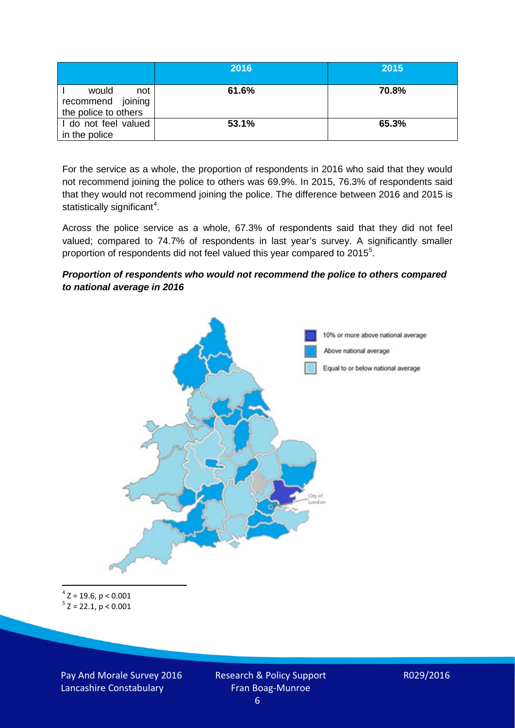| | 2016 | 2015 |
|---|---|---|
| I would not recommend joining the police to others | 61.6% | 70.8% |
| I do not feel valued in the police | 53.1% | 65.3% |

For the service as a whole, the proportion of respondents in 2016 who said that they would not recommend joining the police to others was 69.9%. In 2015, 76.3% of respondents said that they would not recommend joining the police. The difference between 2016 and 2015 is statistically significant[4].

Across the police service as a whole, 67.3% of respondents said that they did not feel valued; compared to 74.7% of respondents in last year's survey. A significantly smaller proportion of respondents did not feel valued this year compared to 2015[5].

***Proportion of respondents who would not recommend the police to others compared to national average in 2016***

10% or more above national average

Above national average

Equal to or below national average

City of London

[4] $Z = 19.6$, $p < 0.001$

[5] $Z = 22.1$, $p < 0.001$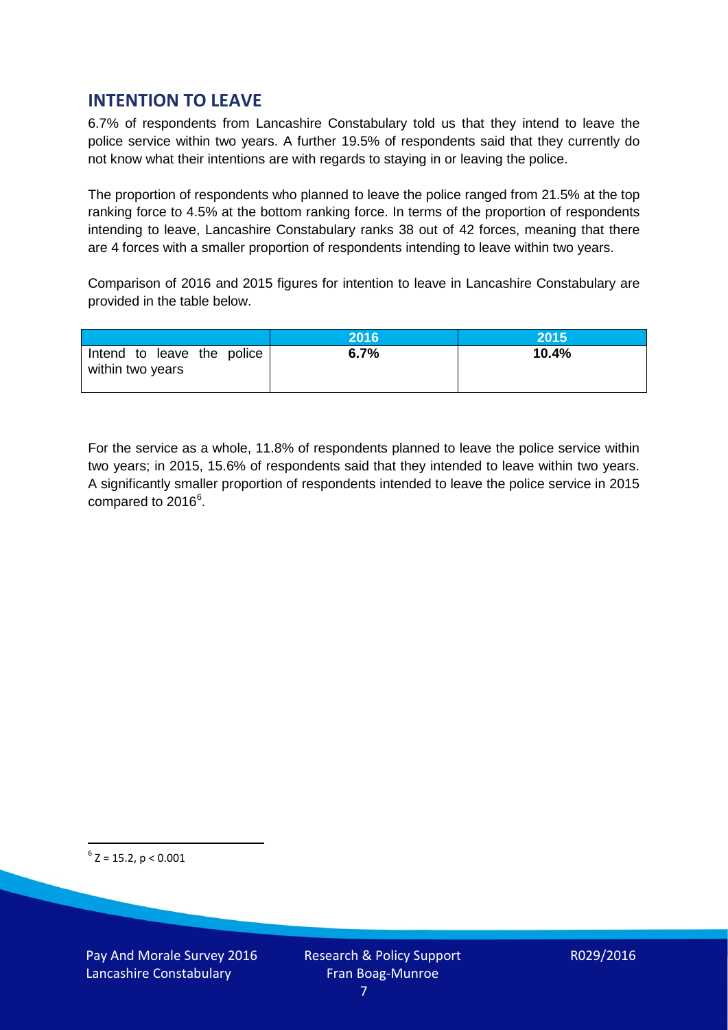## INTENTION TO LEAVE

6.7% of respondents from Lancashire Constabulary told us that they intend to leave the police service within two years. A further 19.5% of respondents said that they currently do not know what their intentions are with regards to staying in or leaving the police.

The proportion of respondents who planned to leave the police ranged from 21.5% at the top ranking force to 4.5% at the bottom ranking force. In terms of the proportion of respondents intending to leave, Lancashire Constabulary ranks 38 out of 42 forces, meaning that there are 4 forces with a smaller proportion of respondents intending to leave within two years.

Comparison of 2016 and 2015 figures for intention to leave in Lancashire Constabulary are provided in the table below.

| | 2016 | 2015 |
|---|---|---|
| Intend to leave the police within two years | **6.7%** | **10.4%** |

For the service as a whole, 11.8% of respondents planned to leave the police service within two years; in 2015, 15.6% of respondents said that they intended to leave within two years. A significantly smaller proportion of respondents intended to leave the police service in 2015 compared to 2016[6].

[6] $Z = 15.2$, $p < 0.001$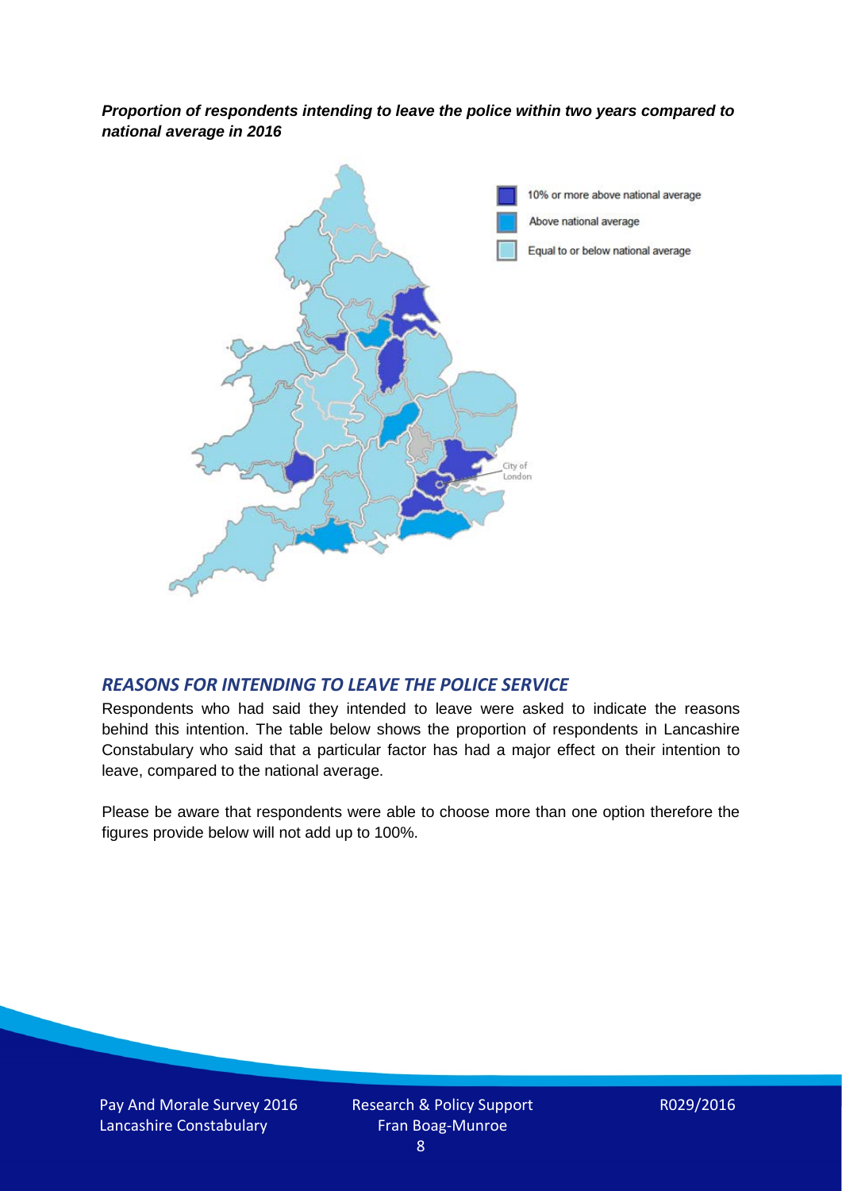***Proportion of respondents intending to leave the police within two years compared to national average in 2016***

## *REASONS FOR INTENDING TO LEAVE THE POLICE SERVICE*

Respondents who had said they intended to leave were asked to indicate the reasons behind this intention. The table below shows the proportion of respondents in Lancashire Constabulary who said that a particular factor has had a major effect on their intention to leave, compared to the national average.

Please be aware that respondents were able to choose more than one option therefore the figures provide below will not add up to 100%.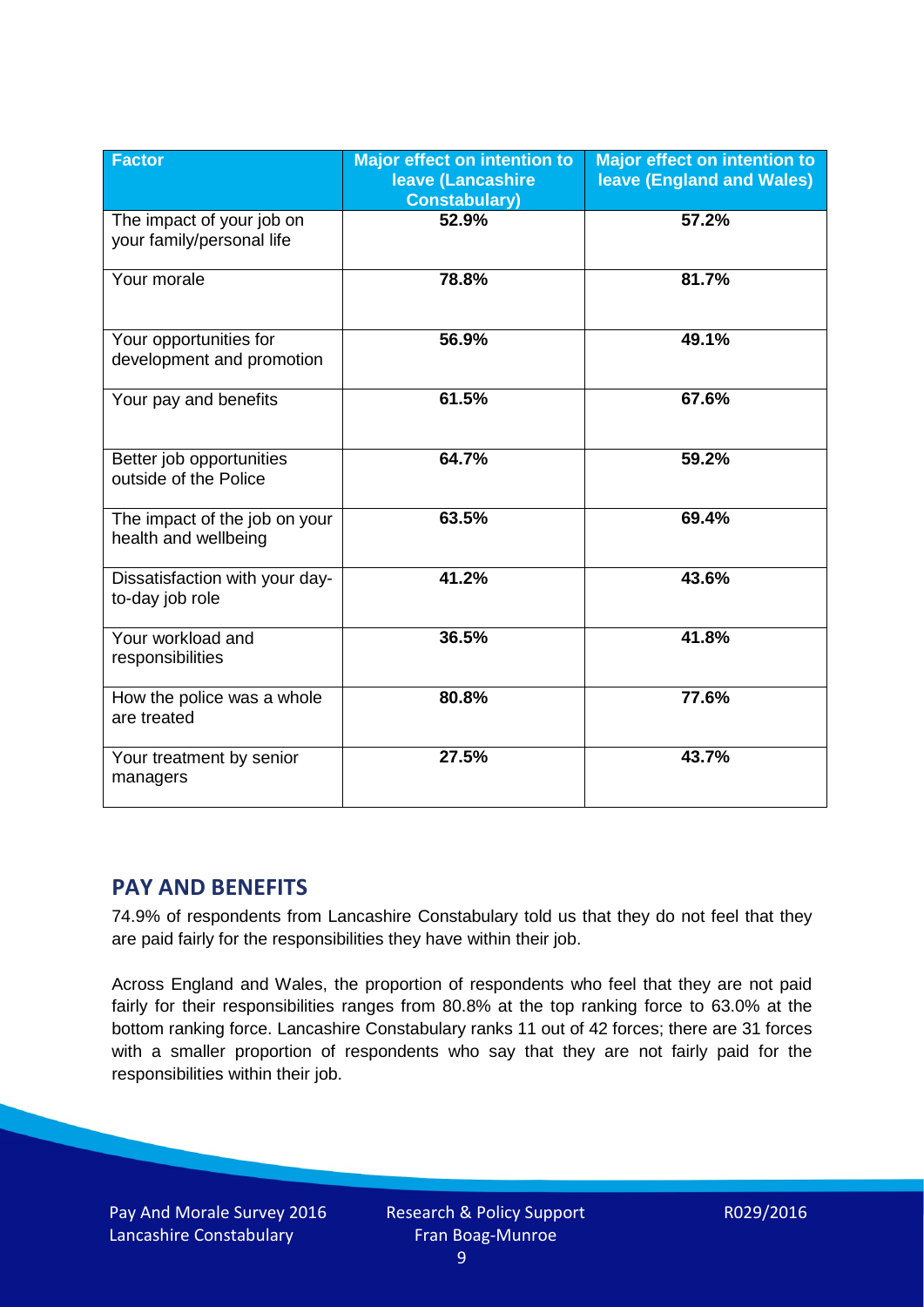| Factor | Major effect on intention to leave (Lancashire Constabulary) | Major effect on intention to leave (England and Wales) |
|---|---|---|
| The impact of your job on your family/personal life | 52.9% | 57.2% |
| Your morale | 78.8% | 81.7% |
| Your opportunities for development and promotion | 56.9% | 49.1% |
| Your pay and benefits | 61.5% | 67.6% |
| Better job opportunities outside of the Police | 64.7% | 59.2% |
| The impact of the job on your health and wellbeing | 63.5% | 69.4% |
| Dissatisfaction with your day-to-day job role | 41.2% | 43.6% |
| Your workload and responsibilities | 36.5% | 41.8% |
| How the police was a whole are treated | 80.8% | 77.6% |
| Your treatment by senior managers | 27.5% | 43.7% |

## PAY AND BENEFITS

74.9% of respondents from Lancashire Constabulary told us that they do not feel that they are paid fairly for the responsibilities they have within their job.

Across England and Wales, the proportion of respondents who feel that they are not paid fairly for their responsibilities ranges from 80.8% at the top ranking force to 63.0% at the bottom ranking force. Lancashire Constabulary ranks 11 out of 42 forces; there are 31 forces with a smaller proportion of respondents who say that they are not fairly paid for the responsibilities within their job.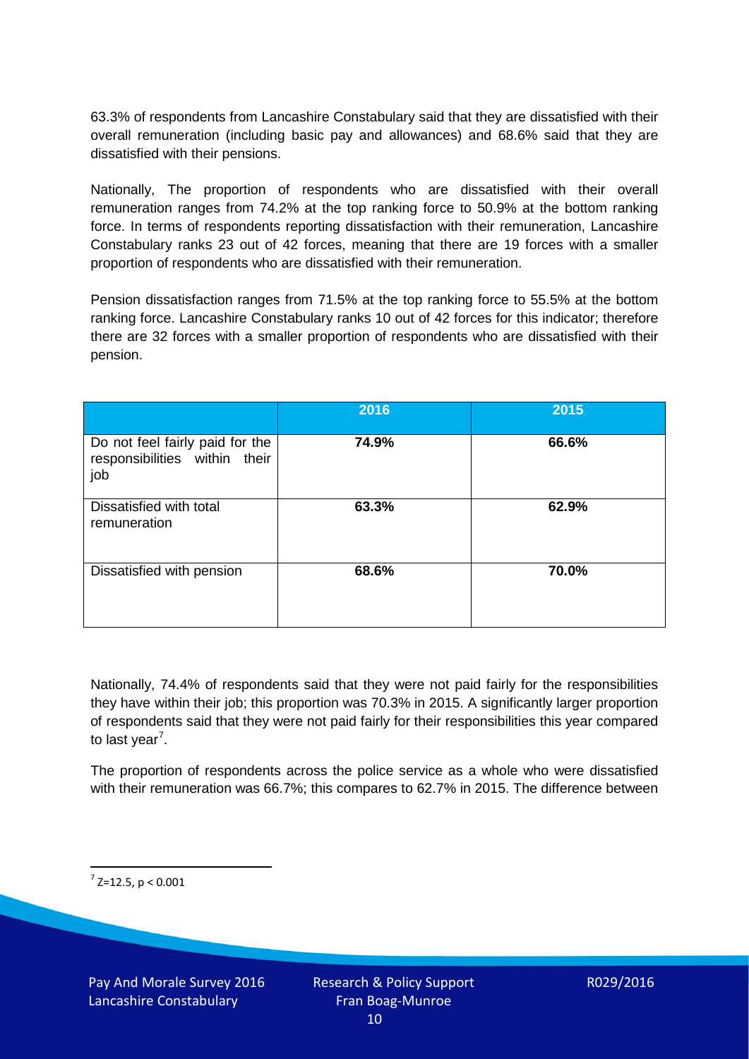63.3% of respondents from Lancashire Constabulary said that they are dissatisfied with their overall remuneration (including basic pay and allowances) and 68.6% said that they are dissatisfied with their pensions.

Nationally, The proportion of respondents who are dissatisfied with their overall remuneration ranges from 74.2% at the top ranking force to 50.9% at the bottom ranking force. In terms of respondents reporting dissatisfaction with their remuneration, Lancashire Constabulary ranks 23 out of 42 forces, meaning that there are 19 forces with a smaller proportion of respondents who are dissatisfied with their remuneration.

Pension dissatisfaction ranges from 71.5% at the top ranking force to 55.5% at the bottom ranking force. Lancashire Constabulary ranks 10 out of 42 forces for this indicator; therefore there are 32 forces with a smaller proportion of respondents who are dissatisfied with their pension.

| | 2016 | 2015 |
|---|---|---|
| Do not feel fairly paid for the responsibilities within their job | **74.9%** | **66.6%** |
| Dissatisfied with total remuneration | **63.3%** | **62.9%** |
| Dissatisfied with pension | **68.6%** | **70.0%** |

Nationally, 74.4% of respondents said that they were not paid fairly for the responsibilities they have within their job; this proportion was 70.3% in 2015. A significantly larger proportion of respondents said that they were not paid fairly for their responsibilities this year compared to last year[7].

The proportion of respondents across the police service as a whole who were dissatisfied with their remuneration was 66.7%; this compares to 62.7% in 2015. The difference between

[7] $Z=12.5$, $p < 0.001$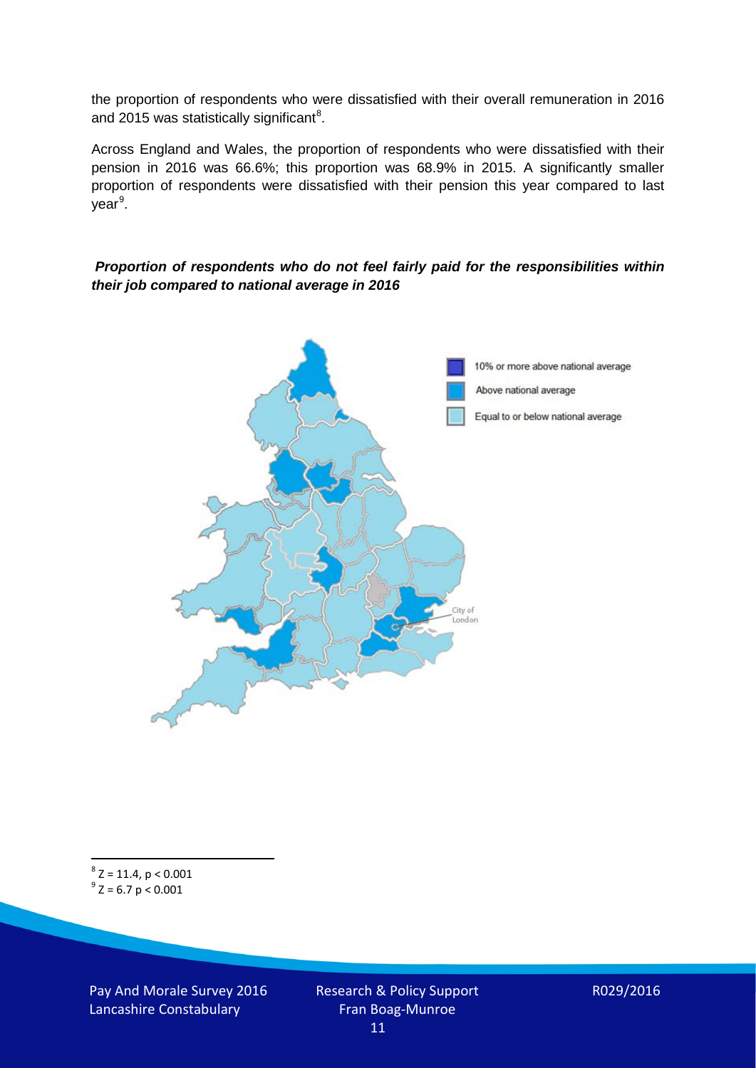the proportion of respondents who were dissatisfied with their overall remuneration in 2016 and 2015 was statistically significant[8].

Across England and Wales, the proportion of respondents who were dissatisfied with their pension in 2016 was 66.6%; this proportion was 68.9% in 2015. A significantly smaller proportion of respondents were dissatisfied with their pension this year compared to last year[9].

***Proportion of respondents who do not feel fairly paid for the responsibilities within their job compared to national average in 2016***

[8] $Z = 11.4$, $p < 0.001$

[9] $Z = 6.7$ $p < 0.001$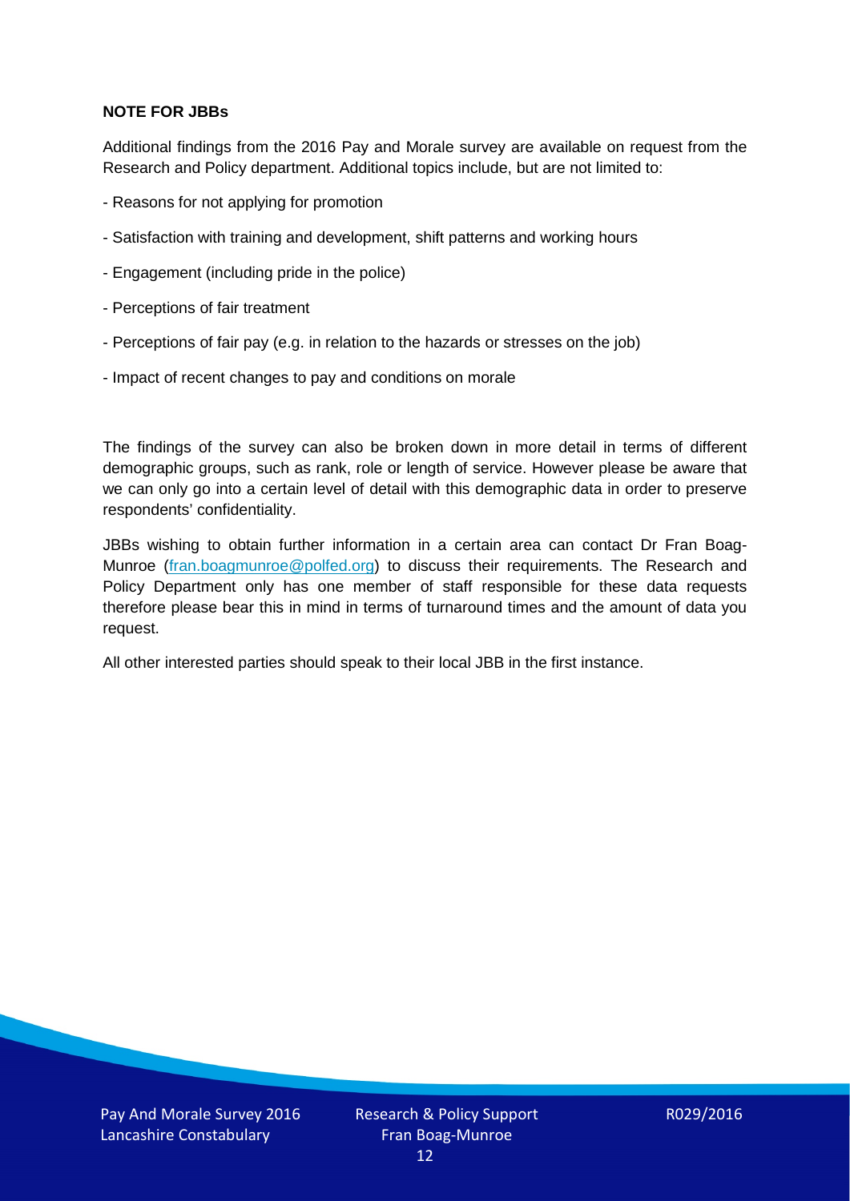**NOTE FOR JBBs**

Additional findings from the 2016 Pay and Morale survey are available on request from the Research and Policy department. Additional topics include, but are not limited to:

- Reasons for not applying for promotion
- Satisfaction with training and development, shift patterns and working hours
- Engagement (including pride in the police)
- Perceptions of fair treatment
- Perceptions of fair pay (e.g. in relation to the hazards or stresses on the job)
- Impact of recent changes to pay and conditions on morale

The findings of the survey can also be broken down in more detail in terms of different demographic groups, such as rank, role or length of service. However please be aware that we can only go into a certain level of detail with this demographic data in order to preserve respondents' confidentiality.

JBBs wishing to obtain further information in a certain area can contact Dr Fran Boag-Munroe (fran.boagmunroe@polfed.org) to discuss their requirements. The Research and Policy Department only has one member of staff responsible for these data requests therefore please bear this in mind in terms of turnaround times and the amount of data you request.

All other interested parties should speak to their local JBB in the first instance.